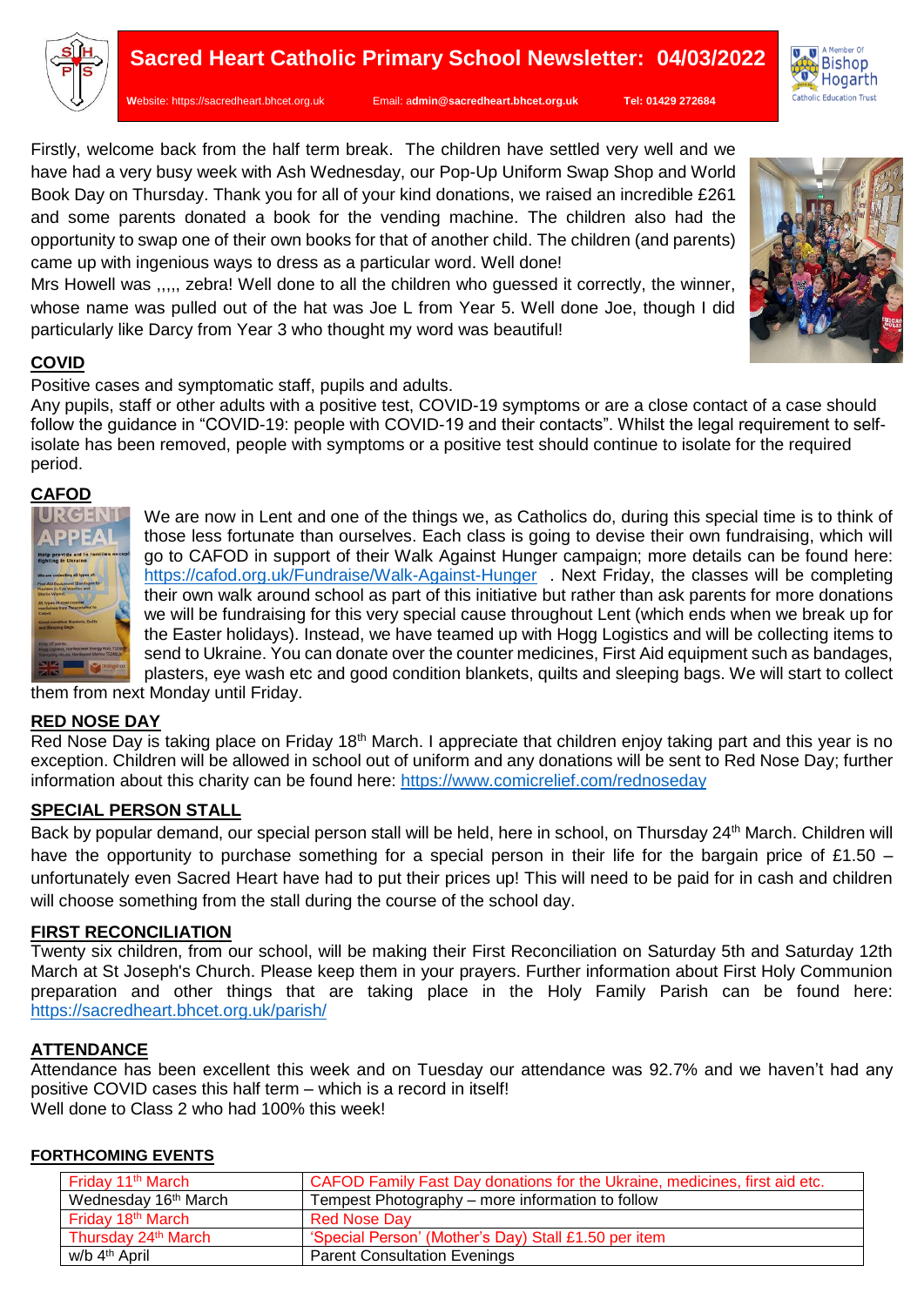# Sacred Heart Catholic Primary School Newsletter: 04/03/2022

Website: https://sacredheart.bhcet.org.uk Email: admin@sacredheart.bhcet.org.uk Tel: 01429 272684

A Member Of Bishop Hogarth Catholic Education Trust

Firstly, welcome back from the half term break. The children have settled very well and we have had a very busy week with Ash Wednesday, our Pop-Up Uniform Swap Shop and World Book Day on Thursday. Thank you for all of your kind donations, we raised an incredible £261 and some parents donated a book for the vending machine. The children also had the opportunity to swap one of their own books for that of another child. The children (and parents) came up with ingenious ways to dress as a particular word. Well done!

Mrs Howell was ,,,,, zebra! Well done to all the children who guessed it correctly, the winner, whose name was pulled out of the hat was Joe L from Year 5. Well done Joe, though I did particularly like Darcy from Year 3 who thought my word was beautiful!

## COVID

Positive cases and symptomatic staff, pupils and adults.

Any pupils, staff or other adults with a positive test, COVID-19 symptoms or are a close contact of a case should follow the guidance in "COVID-19: people with COVID-19 and their contacts". Whilst the legal requirement to self-isolate has been removed, people with symptoms or a positive test should continue to isolate for the required period.

## CAFOD

We are now in Lent and one of the things we, as Catholics do, during this special time is to think of those less fortunate than ourselves. Each class is going to devise their own fundraising, which will go to CAFOD in support of their Walk Against Hunger campaign; more details can be found here: https://cafod.org.uk/Fundraise/Walk-Against-Hunger . Next Friday, the classes will be completing their own walk around school as part of this initiative but rather than ask parents for more donations we will be fundraising for this very special cause throughout Lent (which ends when we break up for the Easter holidays). Instead, we have teamed up with Hogg Logistics and will be collecting items to send to Ukraine. You can donate over the counter medicines, First Aid equipment such as bandages, plasters, eye wash etc and good condition blankets, quilts and sleeping bags. We will start to collect them from next Monday until Friday.

## RED NOSE DAY

Red Nose Day is taking place on Friday 18th March. I appreciate that children enjoy taking part and this year is no exception. Children will be allowed in school out of uniform and any donations will be sent to Red Nose Day; further information about this charity can be found here: https://www.comicrelief.com/rednoseday

## SPECIAL PERSON STALL

Back by popular demand, our special person stall will be held, here in school, on Thursday 24th March. Children will have the opportunity to purchase something for a special person in their life for the bargain price of £1.50 – unfortunately even Sacred Heart have had to put their prices up! This will need to be paid for in cash and children will choose something from the stall during the course of the school day.

## FIRST RECONCILIATION

Twenty six children, from our school, will be making their First Reconciliation on Saturday 5th and Saturday 12th March at St Joseph's Church. Please keep them in your prayers. Further information about First Holy Communion preparation and other things that are taking place in the Holy Family Parish can be found here: https://sacredheart.bhcet.org.uk/parish/

## ATTENDANCE

Attendance has been excellent this week and on Tuesday our attendance was 92.7% and we haven't had any positive COVID cases this half term – which is a record in itself!

Well done to Class 2 who had 100% this week!

## FORTHCOMING EVENTS

| Date | Event |
|---|---|
| Friday 11th March | CAFOD Family Fast Day donations for the Ukraine, medicines, first aid etc. |
| Wednesday 16th March | Tempest Photography – more information to follow |
| Friday 18th March | Red Nose Day |
| Thursday 24th March | 'Special Person' (Mother's Day) Stall £1.50 per item |
| w/b 4th April | Parent Consultation Evenings |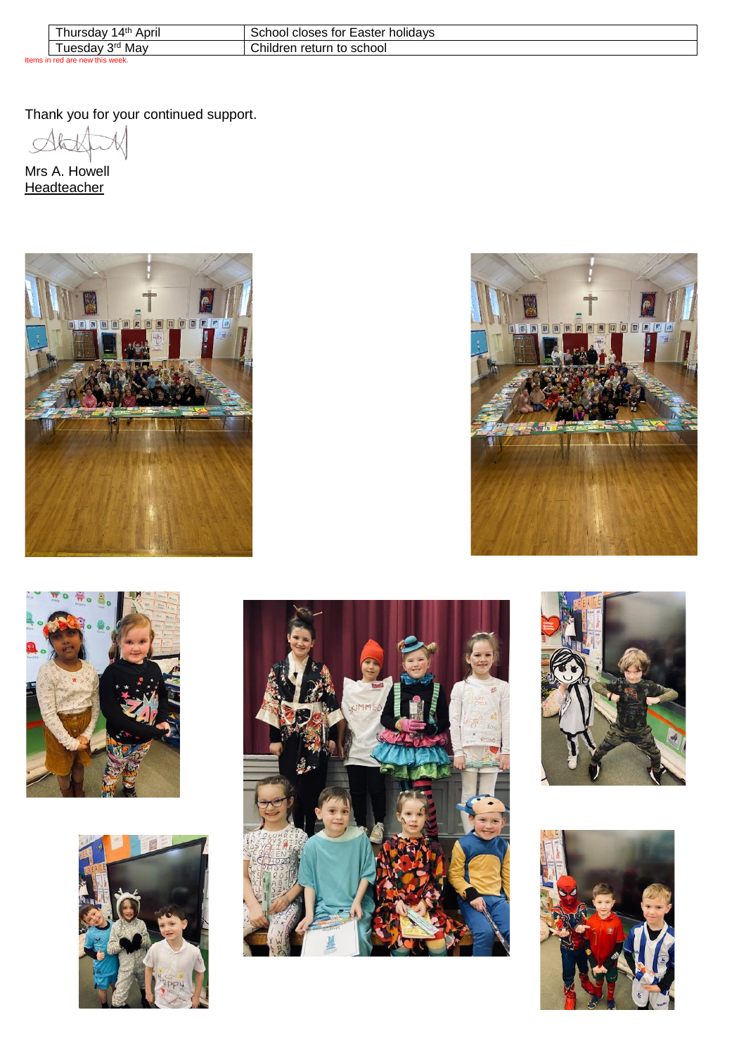| Thursday 14th April | School closes for Easter holidays |
|---|---|
| Tuesday 3rd May | Children return to school |

Items in red are new this week.

Thank you for your continued support.

Mrs A. Howell
Headteacher